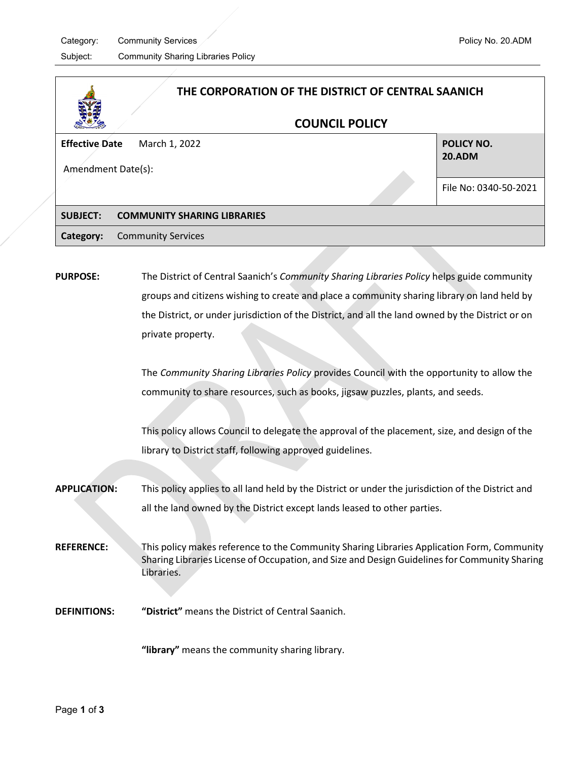Category: Community Services

Subject: Community Sharing Libraries Policy

Policy No. 20.ADM

| | | |
|---|---|---|
| **THE CORPORATION OF THE DISTRICT OF CENTRAL SAANICH** **COUNCIL POLICY** | | |
| **Effective Date** March 1, 2022 Amendment Date(s): | **POLICY NO. 20.ADM** | |
| | File No: 0340-50-2021 | |
| **SUBJECT:** **COMMUNITY SHARING LIBRARIES** | | |
| **Category:** Community Services | | |

DRAFT

**PURPOSE:** The District of Central Saanich's *Community Sharing Libraries Policy* helps guide community groups and citizens wishing to create and place a community sharing library on land held by the District, or under jurisdiction of the District, and all the land owned by the District or on private property.

The *Community Sharing Libraries Policy* provides Council with the opportunity to allow the community to share resources, such as books, jigsaw puzzles, plants, and seeds.

This policy allows Council to delegate the approval of the placement, size, and design of the library to District staff, following approved guidelines.

**APPLICATION:** This policy applies to all land held by the District or under the jurisdiction of the District and all the land owned by the District except lands leased to other parties.

**REFERENCE:** This policy makes reference to the Community Sharing Libraries Application Form, Community Sharing Libraries License of Occupation, and Size and Design Guidelines for Community Sharing Libraries.

**DEFINITIONS:** **"District"** means the District of Central Saanich.

**"library"** means the community sharing library.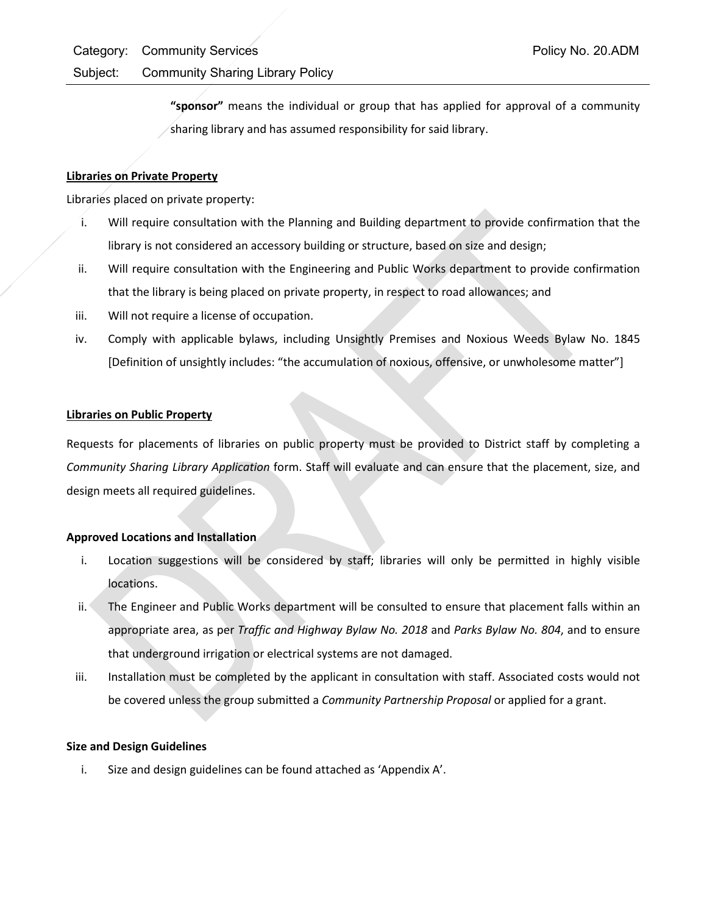**"sponsor"** means the individual or group that has applied for approval of a community sharing library and has assumed responsibility for said library.

**Libraries on Private Property**

Libraries placed on private property:

i. Will require consultation with the Planning and Building department to provide confirmation that the library is not considered an accessory building or structure, based on size and design;
ii. Will require consultation with the Engineering and Public Works department to provide confirmation that the library is being placed on private property, in respect to road allowances; and
iii. Will not require a license of occupation.
iv. Comply with applicable bylaws, including Unsightly Premises and Noxious Weeds Bylaw No. 1845 [Definition of unsightly includes: "the accumulation of noxious, offensive, or unwholesome matter"]

**Libraries on Public Property**

Requests for placements of libraries on public property must be provided to District staff by completing a *Community Sharing Library Application* form. Staff will evaluate and can ensure that the placement, size, and design meets all required guidelines.

**Approved Locations and Installation**

i. Location suggestions will be considered by staff; libraries will only be permitted in highly visible locations.
ii. The Engineer and Public Works department will be consulted to ensure that placement falls within an appropriate area, as per *Traffic and Highway Bylaw No. 2018* and *Parks Bylaw No. 804*, and to ensure that underground irrigation or electrical systems are not damaged.
iii. Installation must be completed by the applicant in consultation with staff. Associated costs would not be covered unless the group submitted a *Community Partnership Proposal* or applied for a grant.

**Size and Design Guidelines**

i. Size and design guidelines can be found attached as 'Appendix A'.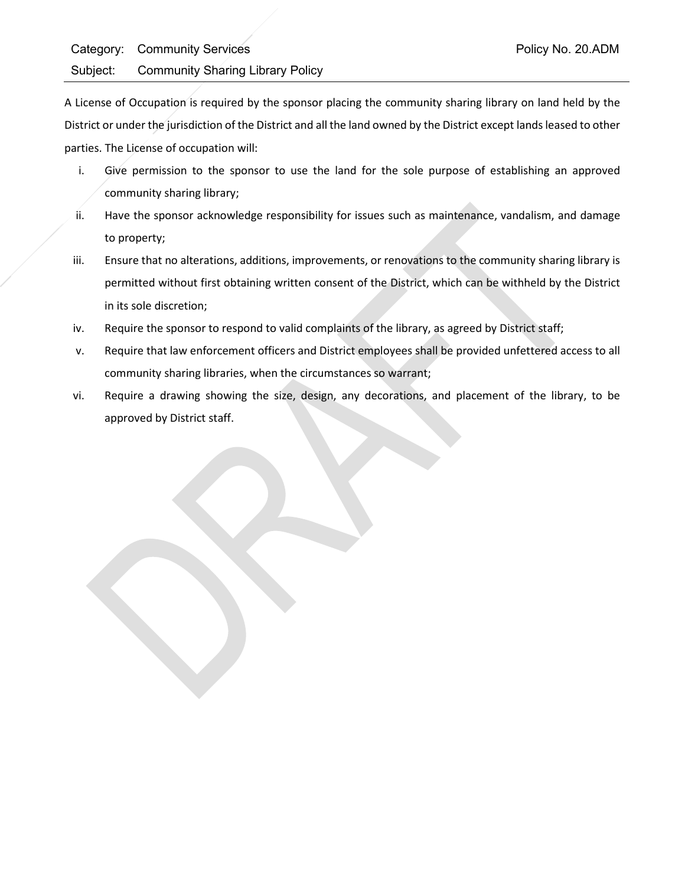A License of Occupation is required by the sponsor placing the community sharing library on land held by the District or under the jurisdiction of the District and all the land owned by the District except lands leased to other parties. The License of occupation will:

i. Give permission to the sponsor to use the land for the sole purpose of establishing an approved community sharing library;
ii. Have the sponsor acknowledge responsibility for issues such as maintenance, vandalism, and damage to property;
iii. Ensure that no alterations, additions, improvements, or renovations to the community sharing library is permitted without first obtaining written consent of the District, which can be withheld by the District in its sole discretion;
iv. Require the sponsor to respond to valid complaints of the library, as agreed by District staff;
v. Require that law enforcement officers and District employees shall be provided unfettered access to all community sharing libraries, when the circumstances so warrant;
vi. Require a drawing showing the size, design, any decorations, and placement of the library, to be approved by District staff.